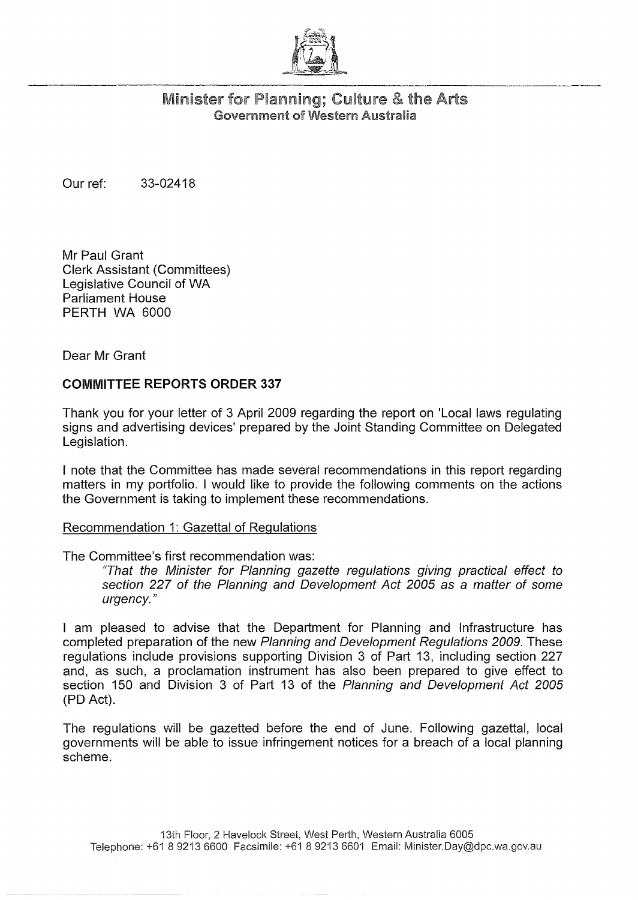# Minister for Planning; Culture & the Arts

**Government of Western Australia**

Our ref: 33-02418

Mr Paul Grant
Clerk Assistant (Committees)
Legislative Council of WA
Parliament House
PERTH WA 6000

Dear Mr Grant

**COMMITTEE REPORTS ORDER 337**

Thank you for your letter of 3 April 2009 regarding the report on 'Local laws regulating signs and advertising devices' prepared by the Joint Standing Committee on Delegated Legislation.

I note that the Committee has made several recommendations in this report regarding matters in my portfolio. I would like to provide the following comments on the actions the Government is taking to implement these recommendations.

Recommendation 1: Gazettal of Regulations

The Committee's first recommendation was:

> *"That the Minister for Planning gazette regulations giving practical effect to section 227 of the Planning and Development Act 2005 as a matter of some urgency."*

I am pleased to advise that the Department for Planning and Infrastructure has completed preparation of the new *Planning and Development Regulations 2009*. These regulations include provisions supporting Division 3 of Part 13, including section 227 and, as such, a proclamation instrument has also been prepared to give effect to section 150 and Division 3 of Part 13 of the *Planning and Development Act 2005* (PD Act).

The regulations will be gazetted before the end of June. Following gazettal, local governments will be able to issue infringement notices for a breach of a local planning scheme.

13th Floor, 2 Havelock Street, West Perth, Western Australia 6005
Telephone: +61 8 9213 6600 Facsimile: +61 8 9213 6601 Email: Minister.Day@dpc.wa.gov.au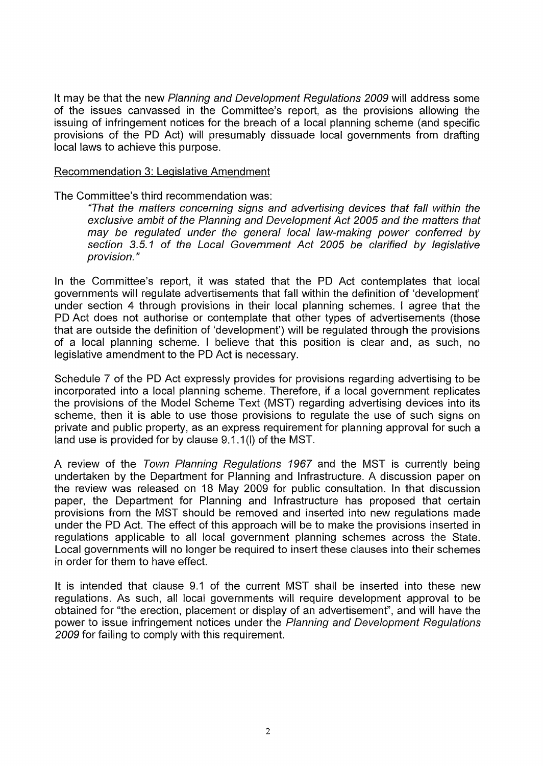It may be that the new *Planning and Development Regulations 2009* will address some of the issues canvassed in the Committee's report, as the provisions allowing the issuing of infringement notices for the breach of a local planning scheme (and specific provisions of the PD Act) will presumably dissuade local governments from drafting local laws to achieve this purpose.

Recommendation 3: Legislative Amendment

The Committee's third recommendation was:

> *"That the matters concerning signs and advertising devices that fall within the exclusive ambit of the Planning and Development Act 2005 and the matters that may be regulated under the general local law-making power conferred by section 3.5.1 of the Local Government Act 2005 be clarified by legislative provision."*

In the Committee's report, it was stated that the PD Act contemplates that local governments will regulate advertisements that fall within the definition of 'development' under section 4 through provisions in their local planning schemes. I agree that the PD Act does not authorise or contemplate that other types of advertisements (those that are outside the definition of 'development') will be regulated through the provisions of a local planning scheme. I believe that this position is clear and, as such, no legislative amendment to the PD Act is necessary.

Schedule 7 of the PD Act expressly provides for provisions regarding advertising to be incorporated into a local planning scheme. Therefore, if a local government replicates the provisions of the Model Scheme Text (MST) regarding advertising devices into its scheme, then it is able to use those provisions to regulate the use of such signs on private and public property, as an express requirement for planning approval for such a land use is provided for by clause 9.1.1(l) of the MST.

A review of the *Town Planning Regulations 1967* and the MST is currently being undertaken by the Department for Planning and Infrastructure. A discussion paper on the review was released on 18 May 2009 for public consultation. In that discussion paper, the Department for Planning and Infrastructure has proposed that certain provisions from the MST should be removed and inserted into new regulations made under the PD Act. The effect of this approach will be to make the provisions inserted in regulations applicable to all local government planning schemes across the State. Local governments will no longer be required to insert these clauses into their schemes in order for them to have effect.

It is intended that clause 9.1 of the current MST shall be inserted into these new regulations. As such, all local governments will require development approval to be obtained for "the erection, placement or display of an advertisement", and will have the power to issue infringement notices under the *Planning and Development Regulations 2009* for failing to comply with this requirement.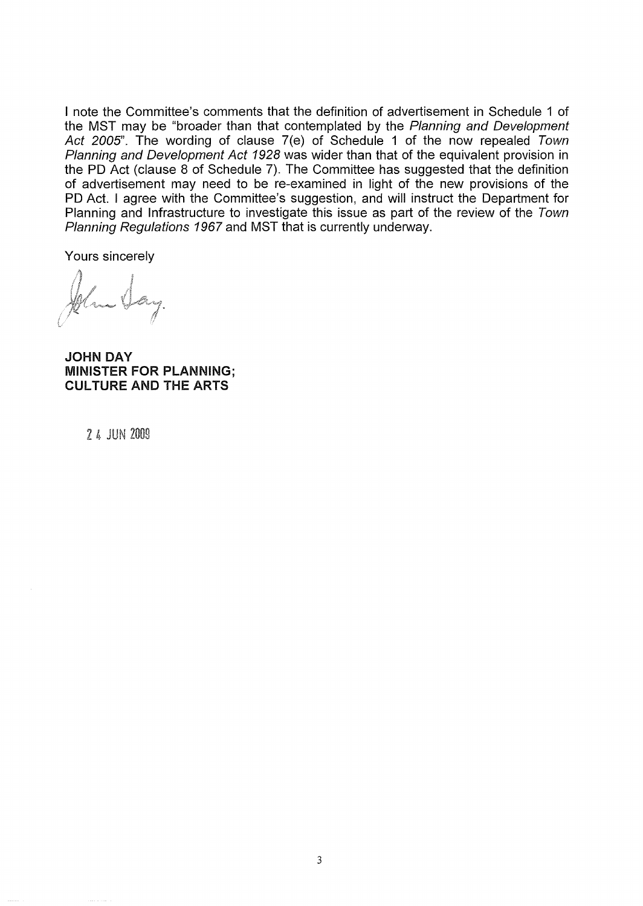I note the Committee's comments that the definition of advertisement in Schedule 1 of the MST may be "broader than that contemplated by the *Planning and Development Act 2005*". The wording of clause 7(e) of Schedule 1 of the now repealed *Town Planning and Development Act 1928* was wider than that of the equivalent provision in the PD Act (clause 8 of Schedule 7). The Committee has suggested that the definition of advertisement may need to be re-examined in light of the new provisions of the PD Act. I agree with the Committee's suggestion, and will instruct the Department for Planning and Infrastructure to investigate this issue as part of the review of the *Town Planning Regulations 1967* and MST that is currently underway.

Yours sincerely

John Day

**JOHN DAY**
**MINISTER FOR PLANNING;**
**CULTURE AND THE ARTS**

24 JUN 2009